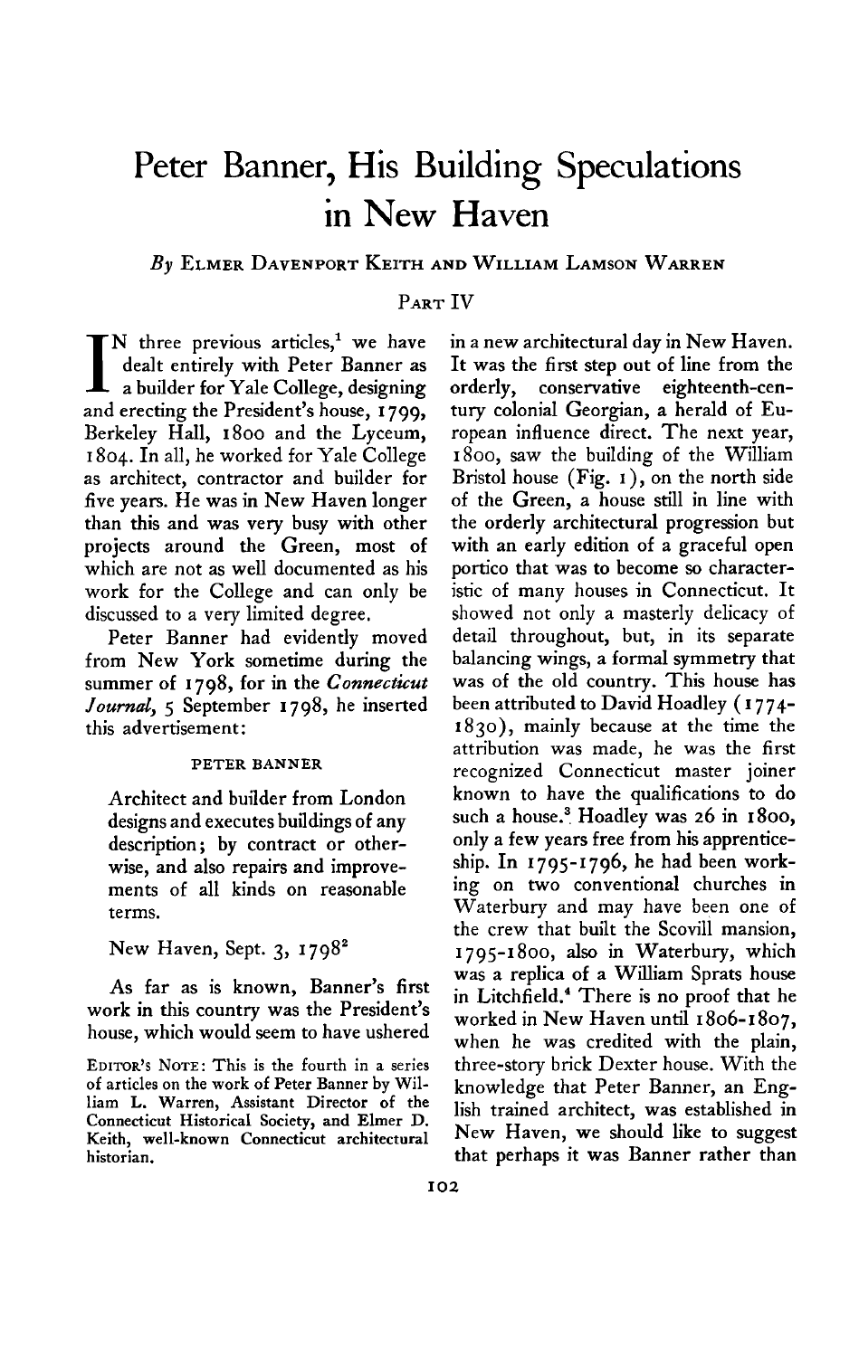# Peter Banner, His Building Speculations in New Haven

*By* Elmer Davenport Keith and William Lamson Warren

Part IV

In three previous articles,[1] we have dealt entirely with Peter Banner as a builder for Yale College, designing and erecting the President's house, 1799, Berkeley Hall, 1800 and the Lyceum, 1804. In all, he worked for Yale College as architect, contractor and builder for five years. He was in New Haven longer than this and was very busy with other projects around the Green, most of which are not as well documented as his work for the College and can only be discussed to a very limited degree.

Peter Banner had evidently moved from New York sometime during the summer of 1798, for in the *Connecticut Journal*, 5 September 1798, he inserted this advertisement:

> PETER BANNER
>
> Architect and builder from London designs and executes buildings of any description; by contract or otherwise, and also repairs and improvements of all kinds on reasonable terms.
>
> New Haven, Sept. 3, 1798[2]

As far as is known, Banner's first work in this country was the President's house, which would seem to have ushered in a new architectural day in New Haven. It was the first step out of line from the orderly, conservative eighteenth-century colonial Georgian, a herald of European influence direct. The next year, 1800, saw the building of the William Bristol house (Fig. 1), on the north side of the Green, a house still in line with the orderly architectural progression but with an early edition of a graceful open portico that was to become so characteristic of many houses in Connecticut. It showed not only a masterly delicacy of detail throughout, but, in its separate balancing wings, a formal symmetry that was of the old country. This house has been attributed to David Hoadley (1774-1830), mainly because at the time the attribution was made, he was the first recognized Connecticut master joiner known to have the qualifications to do such a house.[3] Hoadley was 26 in 1800, only a few years free from his apprenticeship. In 1795-1796, he had been working on two conventional churches in Waterbury and may have been one of the crew that built the Scovill mansion, 1795-1800, also in Waterbury, which was a replica of a William Sprats house in Litchfield.[4] There is no proof that he worked in New Haven until 1806-1807, when he was credited with the plain, three-story brick Dexter house. With the knowledge that Peter Banner, an English trained architect, was established in New Haven, we should like to suggest that perhaps it was Banner rather than

Editor's Note: This is the fourth in a series of articles on the work of Peter Banner by William L. Warren, Assistant Director of the Connecticut Historical Society, and Elmer D. Keith, well-known Connecticut architectural historian.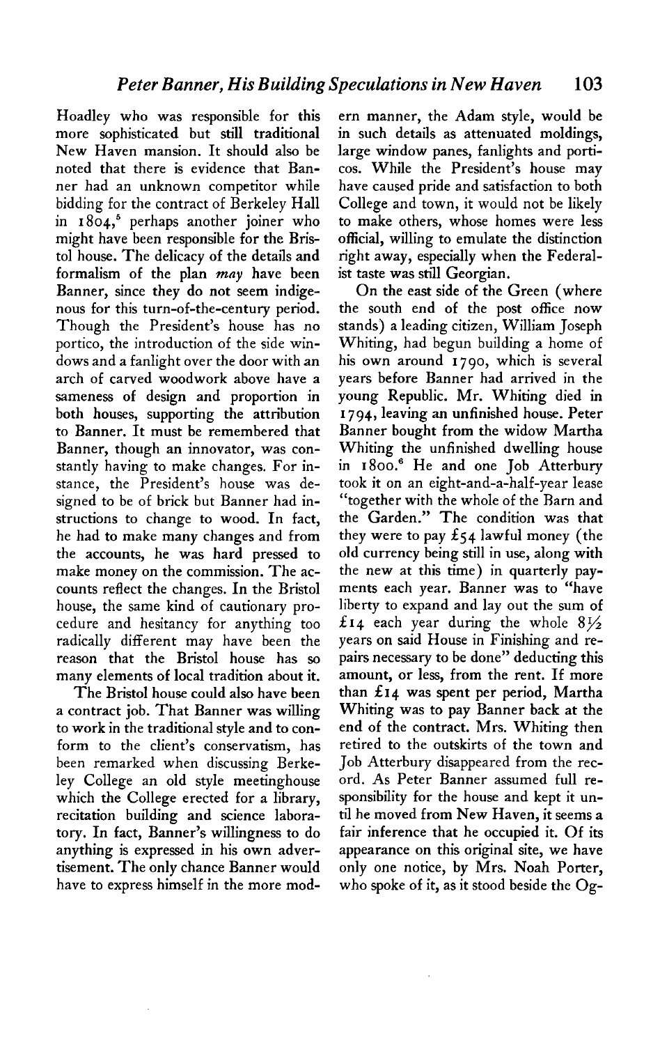Hoadley who was responsible for this more sophisticated but still traditional New Haven mansion. It should also be noted that there is evidence that Banner had an unknown competitor while bidding for the contract of Berkeley Hall in 1804,[5] perhaps another joiner who might have been responsible for the Bristol house. The delicacy of the details and formalism of the plan *may* have been Banner, since they do not seem indigenous for this turn-of-the-century period. Though the President's house has no portico, the introduction of the side windows and a fanlight over the door with an arch of carved woodwork above have a sameness of design and proportion in both houses, supporting the attribution to Banner. It must be remembered that Banner, though an innovator, was constantly having to make changes. For instance, the President's house was designed to be of brick but Banner had instructions to change to wood. In fact, he had to make many changes and from the accounts, he was hard pressed to make money on the commission. The accounts reflect the changes. In the Bristol house, the same kind of cautionary procedure and hesitancy for anything too radically different may have been the reason that the Bristol house has so many elements of local tradition about it.

The Bristol house could also have been a contract job. That Banner was willing to work in the traditional style and to conform to the client's conservatism, has been remarked when discussing Berkeley College an old style meetinghouse which the College erected for a library, recitation building and science laboratory. In fact, Banner's willingness to do anything is expressed in his own advertisement. The only chance Banner would have to express himself in the more modern manner, the Adam style, would be in such details as attenuated moldings, large window panes, fanlights and porticos. While the President's house may have caused pride and satisfaction to both College and town, it would not be likely to make others, whose homes were less official, willing to emulate the distinction right away, especially when the Federalist taste was still Georgian.

On the east side of the Green (where the south end of the post office now stands) a leading citizen, William Joseph Whiting, had begun building a home of his own around 1790, which is several years before Banner had arrived in the young Republic. Mr. Whiting died in 1794, leaving an unfinished house. Peter Banner bought from the widow Martha Whiting the unfinished dwelling house in 1800.[6] He and one Job Atterbury took it on an eight-and-a-half-year lease "together with the whole of the Barn and the Garden." The condition was that they were to pay £54 lawful money (the old currency being still in use, along with the new at this time) in quarterly payments each year. Banner was to "have liberty to expand and lay out the sum of £14 each year during the whole 8½ years on said House in Finishing and repairs necessary to be done" deducting this amount, or less, from the rent. If more than £14 was spent per period, Martha Whiting was to pay Banner back at the end of the contract. Mrs. Whiting then retired to the outskirts of the town and Job Atterbury disappeared from the record. As Peter Banner assumed full responsibility for the house and kept it until he moved from New Haven, it seems a fair inference that he occupied it. Of its appearance on this original site, we have only one notice, by Mrs. Noah Porter, who spoke of it, as it stood beside the Og-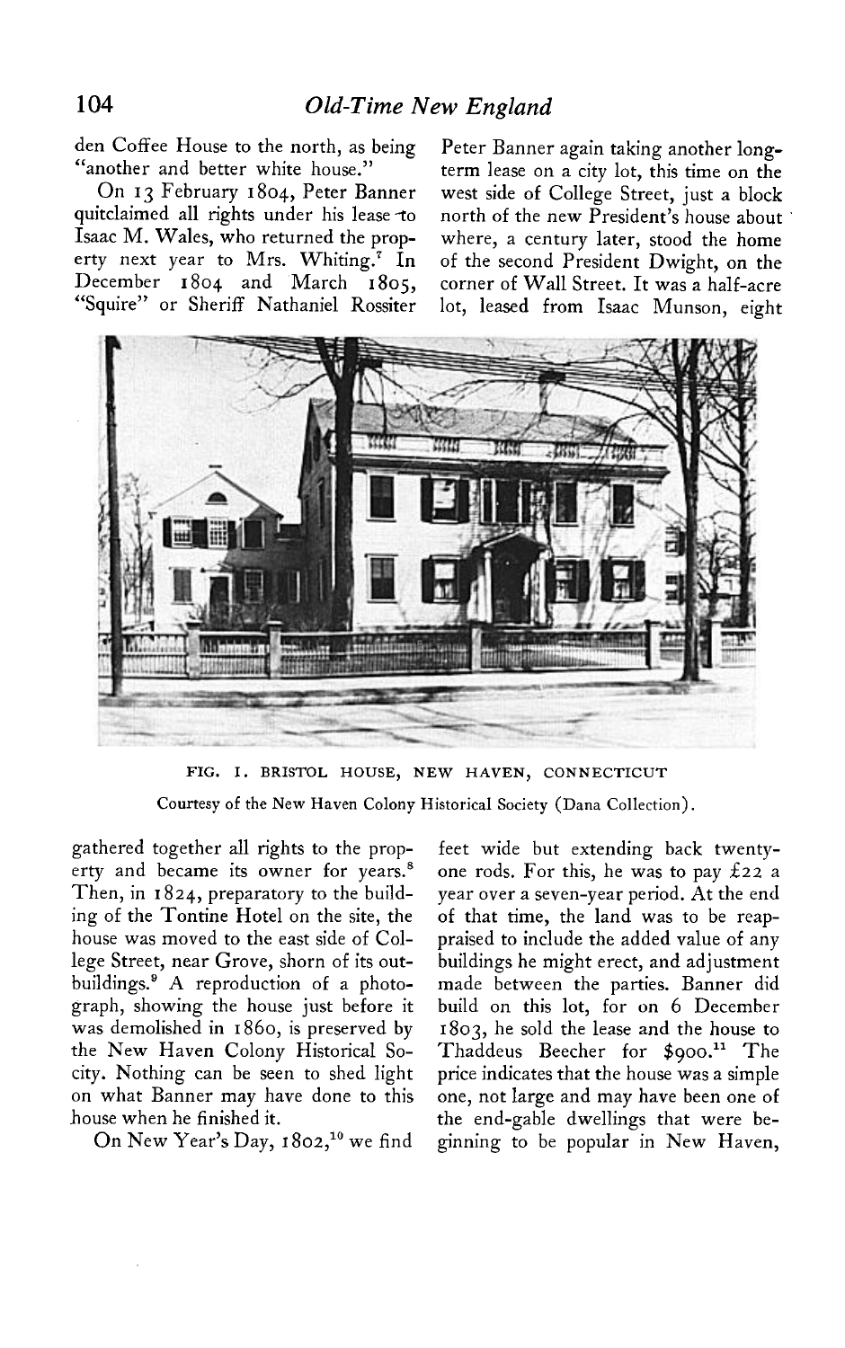den Coffee House to the north, as being "another and better white house."

On 13 February 1804, Peter Banner quitclaimed all rights under his lease to Isaac M. Wales, who returned the property next year to Mrs. Whiting.[7] In December 1804 and March 1805, "Squire" or Sheriff Nathaniel Rossiter gathered together all rights to the property and became its owner for years.[8] Then, in 1824, preparatory to the building of the Tontine Hotel on the site, the house was moved to the east side of College Street, near Grove, shorn of its outbuildings.[9] A reproduction of a photograph, showing the house just before it was demolished in 1860, is preserved by the New Haven Colony Historical Society. Nothing can be seen to shed light on what Banner may have done to this house when he finished it.

On New Year's Day, 1802,[10] we find Peter Banner again taking another long-term lease on a city lot, this time on the west side of College Street, just a block north of the new President's house about where, a century later, stood the home of the second President Dwight, on the corner of Wall Street. It was a half-acre lot, leased from Isaac Munson, eight feet wide but extending back twenty-one rods. For this, he was to pay £22 a year over a seven-year period. At the end of that time, the land was to be reappraised to include the added value of any buildings he might erect, and adjustment made between the parties. Banner did build on this lot, for on 6 December 1803, he sold the lease and the house to Thaddeus Beecher for $900.[11] The price indicates that the house was a simple one, not large and may have been one of the end-gable dwellings that were beginning to be popular in New Haven,

FIG. 1. BRISTOL HOUSE, NEW HAVEN, CONNECTICUT

Courtesy of the New Haven Colony Historical Society (Dana Collection).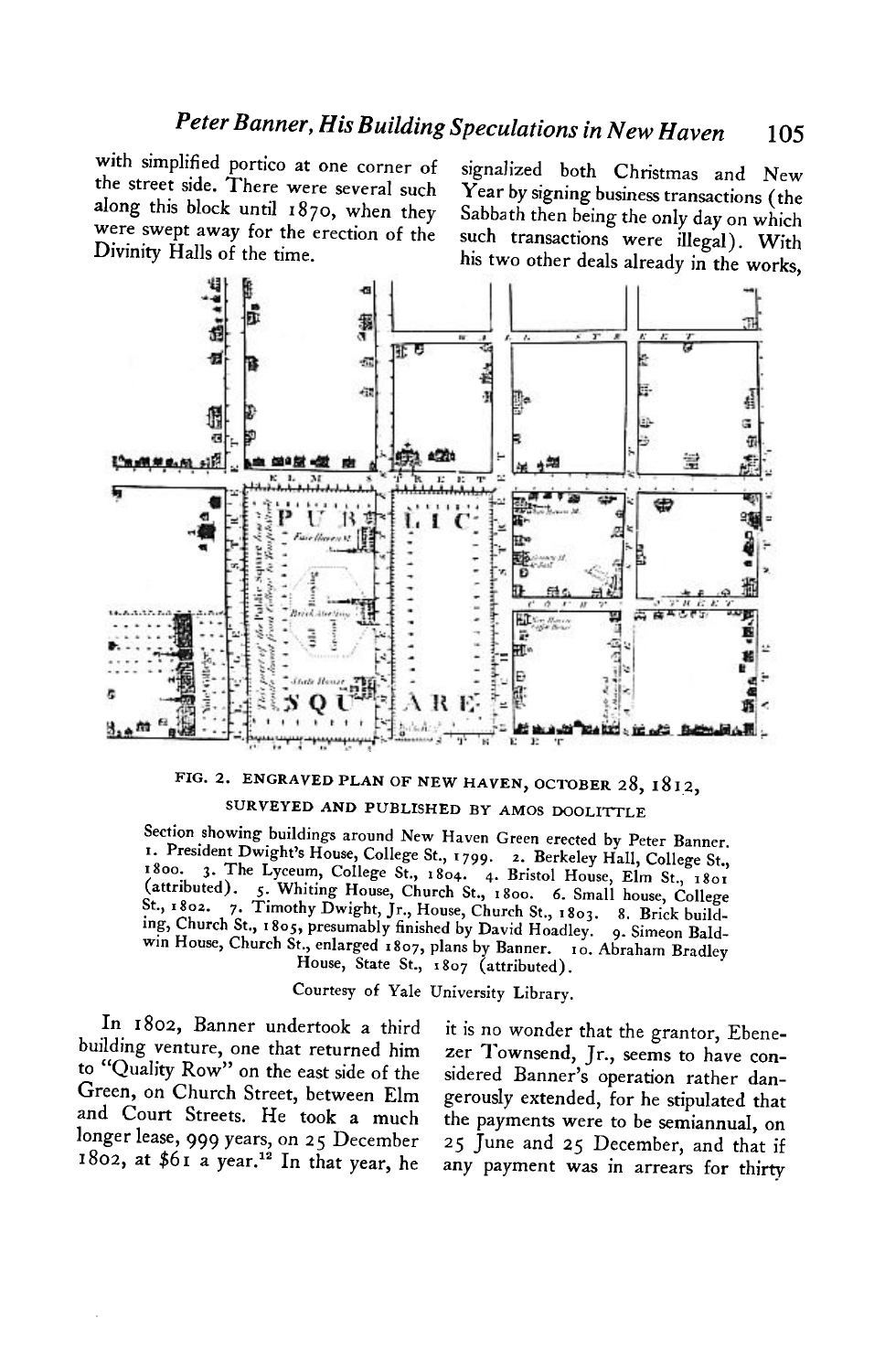with simplified portico at one corner of the street side. There were several such along this block until 1870, when they were swept away for the erection of the Divinity Halls of the time.

signalized both Christmas and New Year by signing business transactions (the Sabbath then being the only day on which such transactions were illegal). With his two other deals already in the works, it is no wonder that the grantor, Ebenezer Townsend, Jr., seems to have considered Banner's operation rather dangerously extended, for he stipulated that the payments were to be semiannual, on 25 June and 25 December, and that if any payment was in arrears for thirty

FIG. 2. ENGRAVED PLAN OF NEW HAVEN, OCTOBER 28, 1812, SURVEYED AND PUBLISHED BY AMOS DOOLITTLE

Section showing buildings around New Haven Green erected by Peter Banner. 1. President Dwight's House, College St., 1799. 2. Berkeley Hall, College St., 1800. 3. The Lyceum, College St., 1804. 4. Bristol House, Elm St., 1801 (attributed). 5. Whiting House, Church St., 1800. 6. Small house, College St., 1802. 7. Timothy Dwight, Jr., House, Church St., 1803. 8. Brick building, Church St., 1805, presumably finished by David Hoadley. 9. Simeon Baldwin House, Church St., enlarged 1807, plans by Banner. 10. Abraham Bradley House, State St., 1807 (attributed).

Courtesy of Yale University Library.

In 1802, Banner undertook a third building venture, one that returned him to "Quality Row" on the east side of the Green, on Church Street, between Elm and Court Streets. He took a much longer lease, 999 years, on 25 December 1802, at $61 a year.[12] In that year, he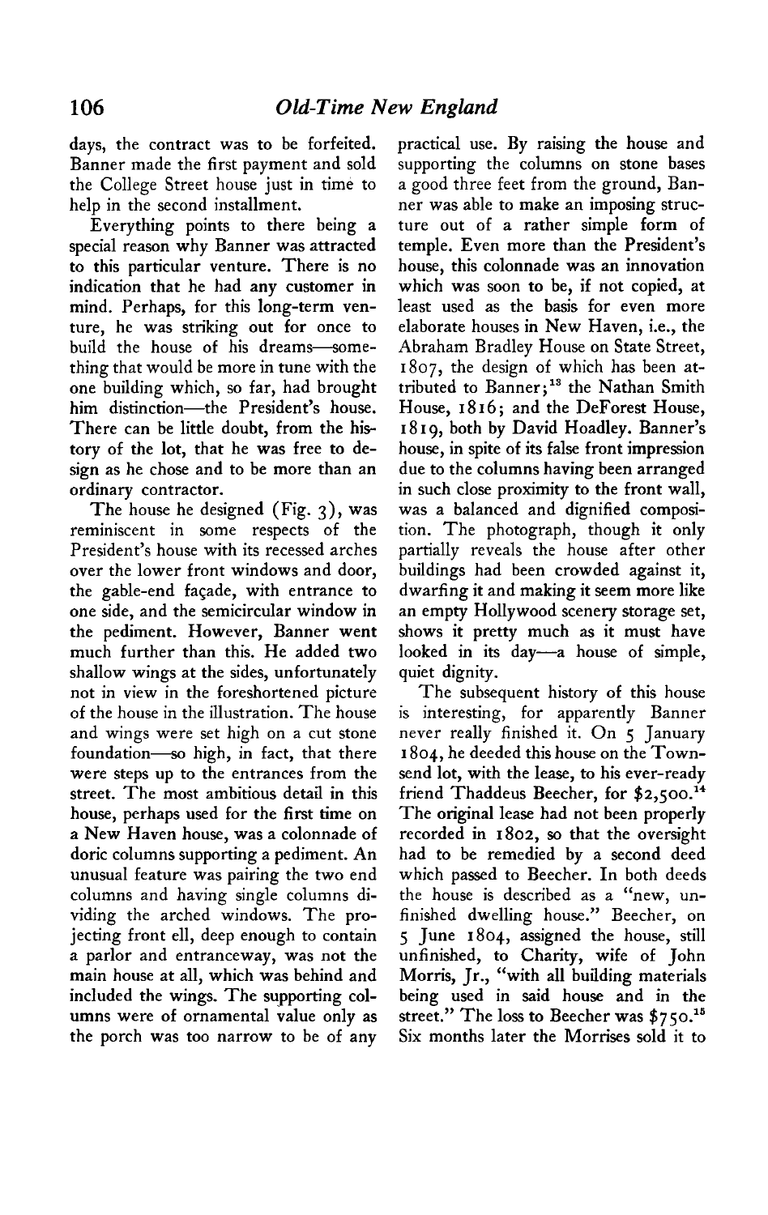days, the contract was to be forfeited. Banner made the first payment and sold the College Street house just in time to help in the second installment.

Everything points to there being a special reason why Banner was attracted to this particular venture. There is no indication that he had any customer in mind. Perhaps, for this long-term venture, he was striking out for once to build the house of his dreams—something that would be more in tune with the one building which, so far, had brought him distinction—the President's house. There can be little doubt, from the history of the lot, that he was free to design as he chose and to be more than an ordinary contractor.

The house he designed (Fig. 3), was reminiscent in some respects of the President's house with its recessed arches over the lower front windows and door, the gable-end façade, with entrance to one side, and the semicircular window in the pediment. However, Banner went much further than this. He added two shallow wings at the sides, unfortunately not in view in the foreshortened picture of the house in the illustration. The house and wings were set high on a cut stone foundation—so high, in fact, that there were steps up to the entrances from the street. The most ambitious detail in this house, perhaps used for the first time on a New Haven house, was a colonnade of doric columns supporting a pediment. An unusual feature was pairing the two end columns and having single columns dividing the arched windows. The projecting front ell, deep enough to contain a parlor and entranceway, was not the main house at all, which was behind and included the wings. The supporting columns were of ornamental value only as the porch was too narrow to be of any practical use. By raising the house and supporting the columns on stone bases a good three feet from the ground, Banner was able to make an imposing structure out of a rather simple form of temple. Even more than the President's house, this colonnade was an innovation which was soon to be, if not copied, at least used as the basis for even more elaborate houses in New Haven, i.e., the Abraham Bradley House on State Street, 1807, the design of which has been attributed to Banner;[13] the Nathan Smith House, 1816; and the DeForest House, 1819, both by David Hoadley. Banner's house, in spite of its false front impression due to the columns having been arranged in such close proximity to the front wall, was a balanced and dignified composition. The photograph, though it only partially reveals the house after other buildings had been crowded against it, dwarfing it and making it seem more like an empty Hollywood scenery storage set, shows it pretty much as it must have looked in its day—a house of simple, quiet dignity.

The subsequent history of this house is interesting, for apparently Banner never really finished it. On 5 January 1804, he deeded this house on the Townsend lot, with the lease, to his ever-ready friend Thaddeus Beecher, for $2,500.[14] The original lease had not been properly recorded in 1802, so that the oversight had to be remedied by a second deed which passed to Beecher. In both deeds the house is described as a "new, unfinished dwelling house." Beecher, on 5 June 1804, assigned the house, still unfinished, to Charity, wife of John Morris, Jr., "with all building materials being used in said house and in the street." The loss to Beecher was $750.[15] Six months later the Morrises sold it to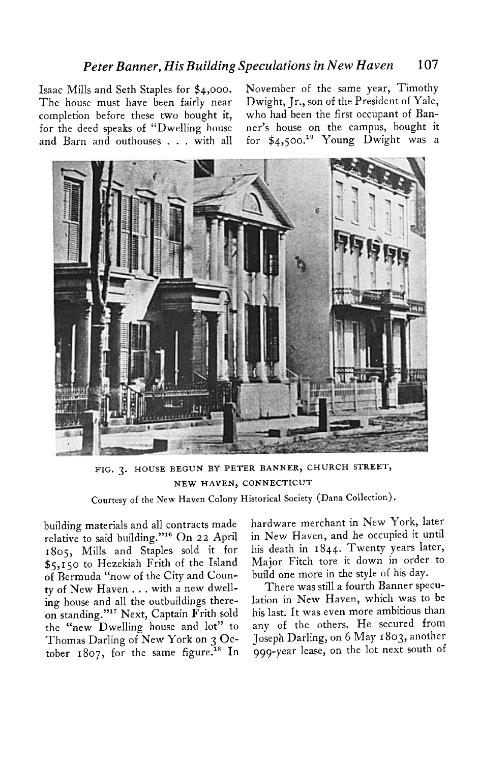Isaac Mills and Seth Staples for \$4,000. The house must have been fairly near completion before these two bought it, for the deed speaks of "Dwelling house and Barn and outhouses . . . with all building materials and all contracts made relative to said building."[16] On 22 April 1805, Mills and Staples sold it for \$5,150 to Hezekiah Frith of the Island of Bermuda "now of the City and County of New Haven . . . with a new dwelling house and all the outbuildings thereon standing."[17] Next, Captain Frith sold the "new Dwelling house and lot" to Thomas Darling of New York on 3 October 1807, for the same figure.[18] In November of the same year, Timothy Dwight, Jr., son of the President of Yale, who had been the first occupant of Banner's house on the campus, bought it for \$4,500.[19] Young Dwight was a hardware merchant in New York, later in New Haven, and he occupied it until his death in 1844. Twenty years later, Major Fitch tore it down in order to build one more in the style of his day.

FIG. 3. HOUSE BEGUN BY PETER BANNER, CHURCH STREET, NEW HAVEN, CONNECTICUT

Courtesy of the New Haven Colony Historical Society (Dana Collection).

There was still a fourth Banner speculation in New Haven, which was to be his last. It was even more ambitious than any of the others. He secured from Joseph Darling, on 6 May 1803, another 999-year lease, on the lot next south of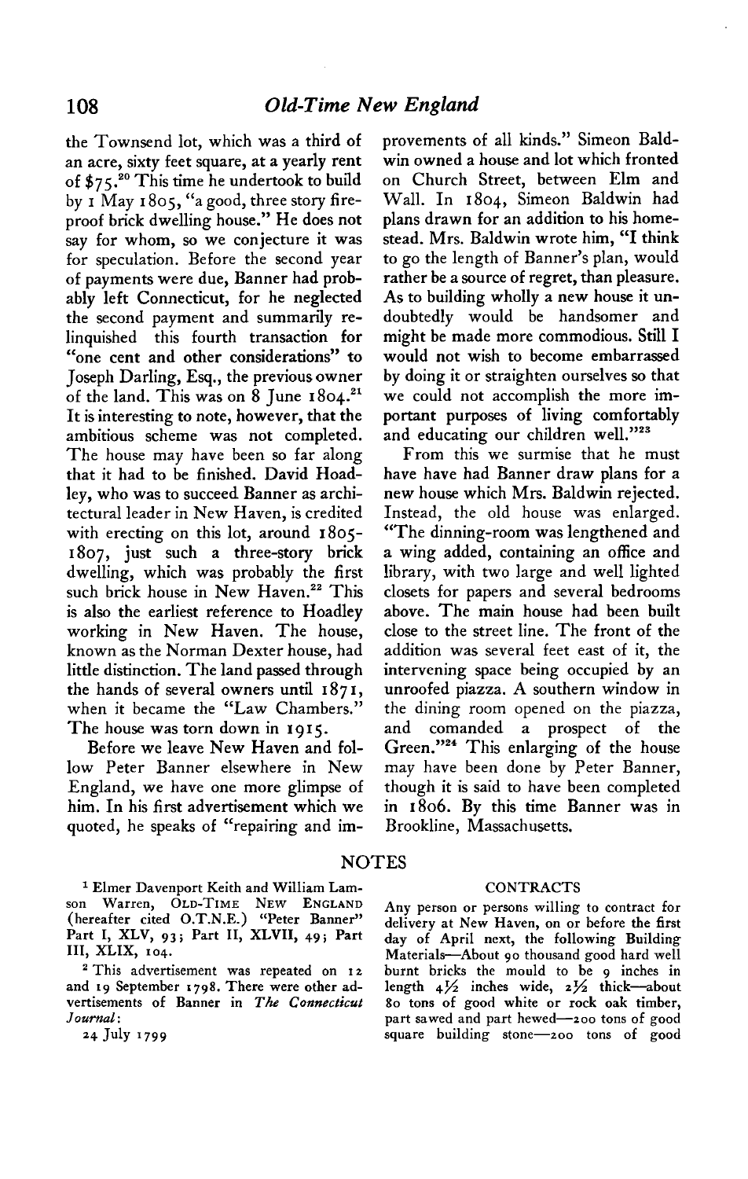the Townsend lot, which was a third of an acre, sixty feet square, at a yearly rent of $75.[20] This time he undertook to build by 1 May 1805, "a good, three story fireproof brick dwelling house." He does not say for whom, so we conjecture it was for speculation. Before the second year of payments were due, Banner had probably left Connecticut, for he neglected the second payment and summarily relinquished this fourth transaction for "one cent and other considerations" to Joseph Darling, Esq., the previous owner of the land. This was on 8 June 1804.[21] It is interesting to note, however, that the ambitious scheme was not completed. The house may have been so far along that it had to be finished. David Hoadley, who was to succeed Banner as architectural leader in New Haven, is credited with erecting on this lot, around 1805-1807, just such a three-story brick dwelling, which was probably the first such brick house in New Haven.[22] This is also the earliest reference to Hoadley working in New Haven. The house, known as the Norman Dexter house, had little distinction. The land passed through the hands of several owners until 1871, when it became the "Law Chambers." The house was torn down in 1915.

Before we leave New Haven and follow Peter Banner elsewhere in New England, we have one more glimpse of him. In his first advertisement which we quoted, he speaks of "repairing and improvements of all kinds." Simeon Baldwin owned a house and lot which fronted on Church Street, between Elm and Wall. In 1804, Simeon Baldwin had plans drawn for an addition to his homestead. Mrs. Baldwin wrote him, "I think to go the length of Banner's plan, would rather be a source of regret, than pleasure. As to building wholly a new house it undoubtedly would be handsomer and might be made more commodious. Still I would not wish to become embarrassed by doing it or straighten ourselves so that we could not accomplish the more important purposes of living comfortably and educating our children well."[23]

From this we surmise that he must have have had Banner draw plans for a new house which Mrs. Baldwin rejected. Instead, the old house was enlarged. "The dinning-room was lengthened and a wing added, containing an office and library, with two large and well lighted closets for papers and several bedrooms above. The main house had been built close to the street line. The front of the addition was several feet east of it, the intervening space being occupied by an unroofed piazza. A southern window in the dining room opened on the piazza, and comanded a prospect of the Green."[24] This enlarging of the house may have been done by Peter Banner, though it is said to have been completed in 1806. By this time Banner was in Brookline, Massachusetts.

## NOTES

[1] Elmer Davenport Keith and William Lamson Warren, OLD-TIME NEW ENGLAND (hereafter cited O.T.N.E.) "Peter Banner" Part I, XLV, 93; Part II, XLVII, 49; Part III, XLIX, 104.

[2] This advertisement was repeated on 12 and 19 September 1798. There were other advertisements of Banner in *The Connecticut Journal*:

24 July 1799

CONTRACTS

Any person or persons willing to contract for delivery at New Haven, on or before the first day of April next, the following Building Materials—About 90 thousand good hard well burnt bricks the mould to be 9 inches in length 4½ inches wide, 2½ thick—about 80 tons of good white or rock oak timber, part sawed and part hewed—200 tons of good square building stone—200 tons of good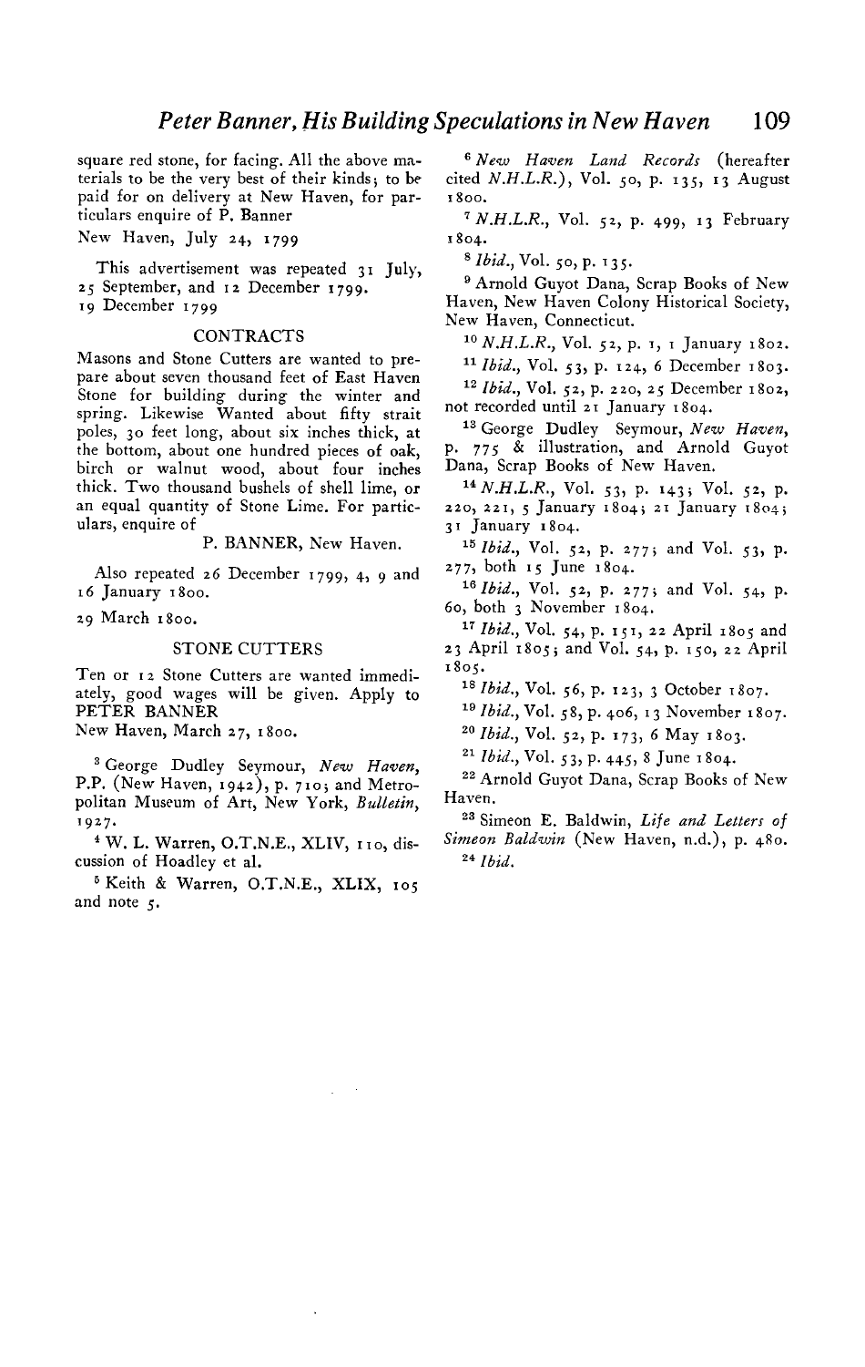square red stone, for facing. All the above materials to be the very best of their kinds; to be paid for on delivery at New Haven, for particulars enquire of P. Banner

New Haven, July 24, 1799

This advertisement was repeated 31 July, 25 September, and 12 December 1799.

19 December 1799

CONTRACTS

Masons and Stone Cutters are wanted to prepare about seven thousand feet of East Haven Stone for building during the winter and spring. Likewise Wanted about fifty strait poles, 30 feet long, about six inches thick, at the bottom, about one hundred pieces of oak, birch or walnut wood, about four inches thick. Two thousand bushels of shell lime, or an equal quantity of Stone Lime. For particulars, enquire of

P. BANNER, New Haven.

Also repeated 26 December 1799, 4, 9 and 16 January 1800.

29 March 1800.

STONE CUTTERS

Ten or 12 Stone Cutters are wanted immediately, good wages will be given. Apply to PETER BANNER

New Haven, March 27, 1800.

[3] George Dudley Seymour, *New Haven*, P.P. (New Haven, 1942), p. 710; and Metropolitan Museum of Art, New York, *Bulletin*, 1927.

[4] W. L. Warren, O.T.N.E., XLIV, 110, discussion of Hoadley et al.

[5] Keith & Warren, O.T.N.E., XLIX, 105 and note 5.

[6] *New Haven Land Records* (hereafter cited *N.H.L.R.*), Vol. 50, p. 135, 13 August 1800.

[7] *N.H.L.R.*, Vol. 52, p. 499, 13 February 1804.

[8] *Ibid.*, Vol. 50, p. 135.

[9] Arnold Guyot Dana, Scrap Books of New Haven, New Haven Colony Historical Society, New Haven, Connecticut.

[10] *N.H.L.R.*, Vol. 52, p. 1, 1 January 1802.

[11] *Ibid.*, Vol. 53, p. 124, 6 December 1803.

[12] *Ibid.*, Vol. 52, p. 220, 25 December 1802, not recorded until 21 January 1804.

[13] George Dudley Seymour, *New Haven*, p. 775 & illustration, and Arnold Guyot Dana, Scrap Books of New Haven.

[14] *N.H.L.R.*, Vol. 53, p. 143; Vol. 52, p. 220, 221, 5 January 1804; 21 January 1804; 31 January 1804.

[15] *Ibid.*, Vol. 52, p. 277; and Vol. 53, p. 277, both 15 June 1804.

[16] *Ibid.*, Vol. 52, p. 277; and Vol. 54, p. 60, both 3 November 1804.

[17] *Ibid.*, Vol. 54, p. 151, 22 April 1805 and 23 April 1805; and Vol. 54, p. 150, 22 April 1805.

[18] *Ibid.*, Vol. 56, p. 123, 3 October 1807.

[19] *Ibid.*, Vol. 58, p. 406, 13 November 1807.

[20] *Ibid.*, Vol. 52, p. 173, 6 May 1803.

[21] *Ibid.*, Vol. 53, p. 445, 8 June 1804.

[22] Arnold Guyot Dana, Scrap Books of New Haven.

[23] Simeon E. Baldwin, *Life and Letters of Simeon Baldwin* (New Haven, n.d.), p. 480.

[24] *Ibid.*